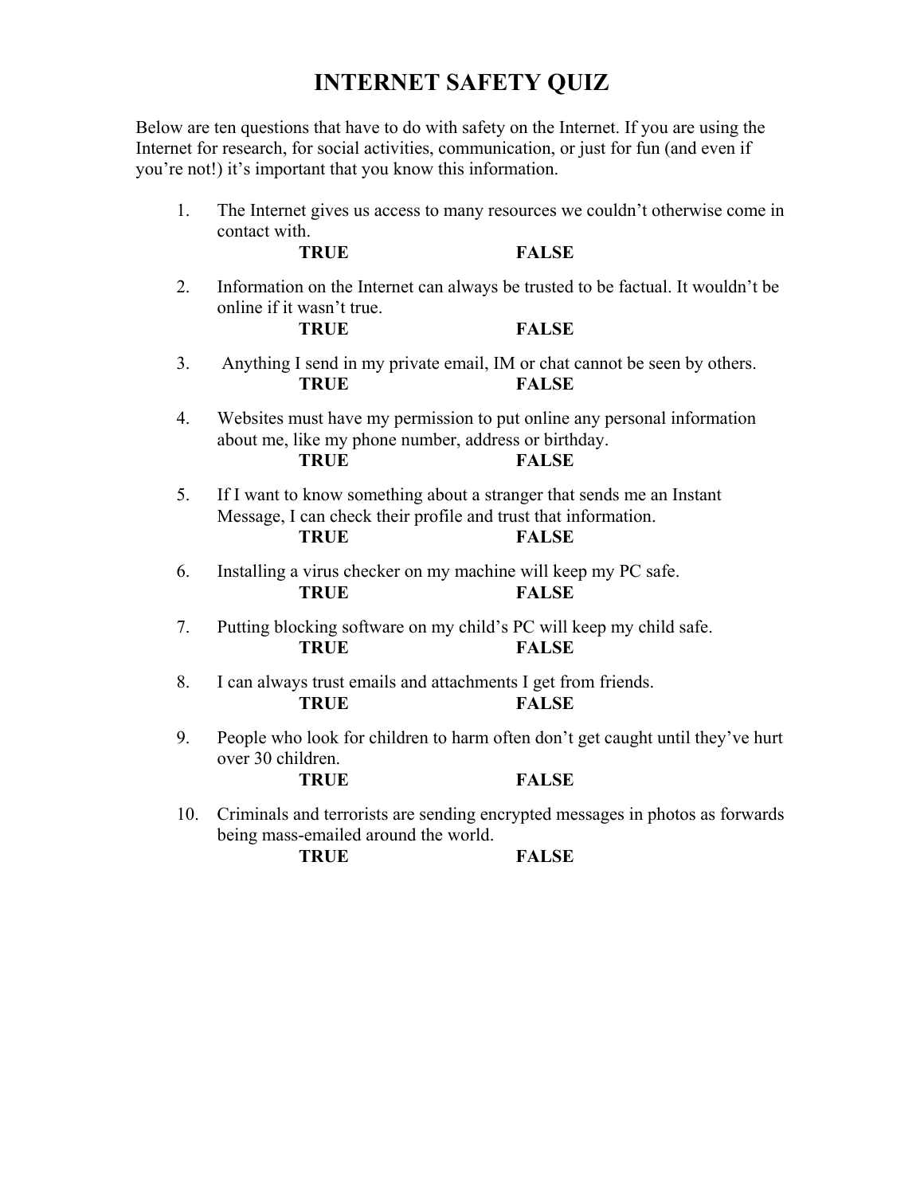# INTERNET SAFETY QUIZ

Below are ten questions that have to do with safety on the Internet. If you are using the Internet for research, for social activities, communication, or just for fun (and even if you're not!) it's important that you know this information.

1. The Internet gives us access to many resources we couldn't otherwise come in contact with.

   **TRUE** **FALSE**

2. Information on the Internet can always be trusted to be factual. It wouldn't be online if it wasn't true.

   **TRUE** **FALSE**

3. Anything I send in my private email, IM or chat cannot be seen by others.

   **TRUE** **FALSE**

4. Websites must have my permission to put online any personal information about me, like my phone number, address or birthday.

   **TRUE** **FALSE**

5. If I want to know something about a stranger that sends me an Instant Message, I can check their profile and trust that information.

   **TRUE** **FALSE**

6. Installing a virus checker on my machine will keep my PC safe.

   **TRUE** **FALSE**

7. Putting blocking software on my child's PC will keep my child safe.

   **TRUE** **FALSE**

8. I can always trust emails and attachments I get from friends.

   **TRUE** **FALSE**

9. People who look for children to harm often don't get caught until they've hurt over 30 children.

   **TRUE** **FALSE**

10. Criminals and terrorists are sending encrypted messages in photos as forwards being mass-emailed around the world.

    **TRUE** **FALSE**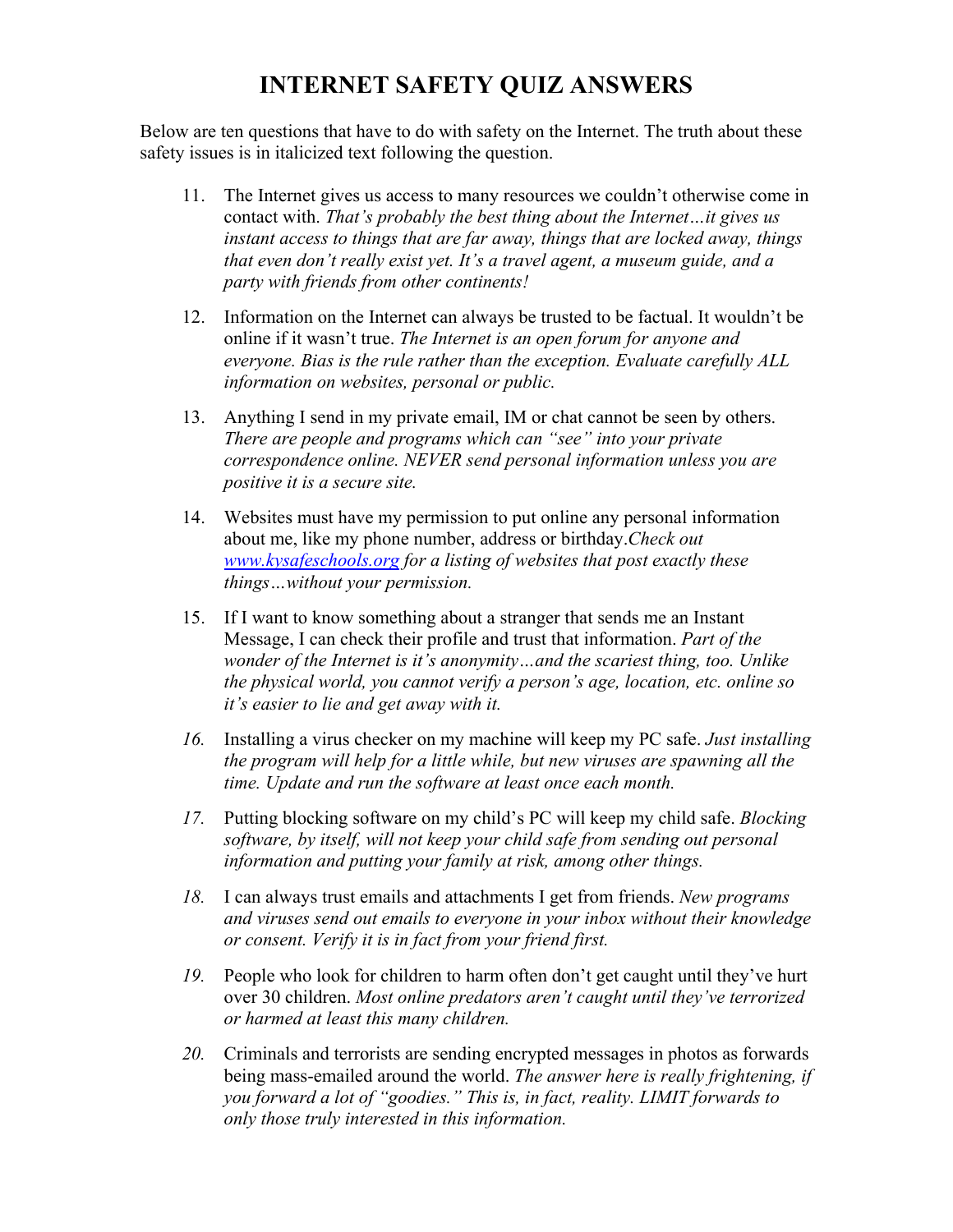# INTERNET SAFETY QUIZ ANSWERS

Below are ten questions that have to do with safety on the Internet. The truth about these safety issues is in italicized text following the question.

11. The Internet gives us access to many resources we couldn't otherwise come in contact with. *That's probably the best thing about the Internet…it gives us instant access to things that are far away, things that are locked away, things that even don't really exist yet. It's a travel agent, a museum guide, and a party with friends from other continents!*

12. Information on the Internet can always be trusted to be factual. It wouldn't be online if it wasn't true. *The Internet is an open forum for anyone and everyone. Bias is the rule rather than the exception. Evaluate carefully ALL information on websites, personal or public.*

13. Anything I send in my private email, IM or chat cannot be seen by others. *There are people and programs which can "see" into your private correspondence online. NEVER send personal information unless you are positive it is a secure site.*

14. Websites must have my permission to put online any personal information about me, like my phone number, address or birthday.*Check out [www.kysafeschools.org](http://www.kysafeschools.org) for a listing of websites that post exactly these things…without your permission.*

15. If I want to know something about a stranger that sends me an Instant Message, I can check their profile and trust that information. *Part of the wonder of the Internet is it's anonymity…and the scariest thing, too. Unlike the physical world, you cannot verify a person's age, location, etc. online so it's easier to lie and get away with it.*

16. Installing a virus checker on my machine will keep my PC safe. *Just installing the program will help for a little while, but new viruses are spawning all the time. Update and run the software at least once each month.*

17. Putting blocking software on my child's PC will keep my child safe. *Blocking software, by itself, will not keep your child safe from sending out personal information and putting your family at risk, among other things.*

18. I can always trust emails and attachments I get from friends. *New programs and viruses send out emails to everyone in your inbox without their knowledge or consent. Verify it is in fact from your friend first.*

19. People who look for children to harm often don't get caught until they've hurt over 30 children. *Most online predators aren't caught until they've terrorized or harmed at least this many children.*

20. Criminals and terrorists are sending encrypted messages in photos as forwards being mass-emailed around the world. *The answer here is really frightening, if you forward a lot of "goodies." This is, in fact, reality. LIMIT forwards to only those truly interested in this information.*